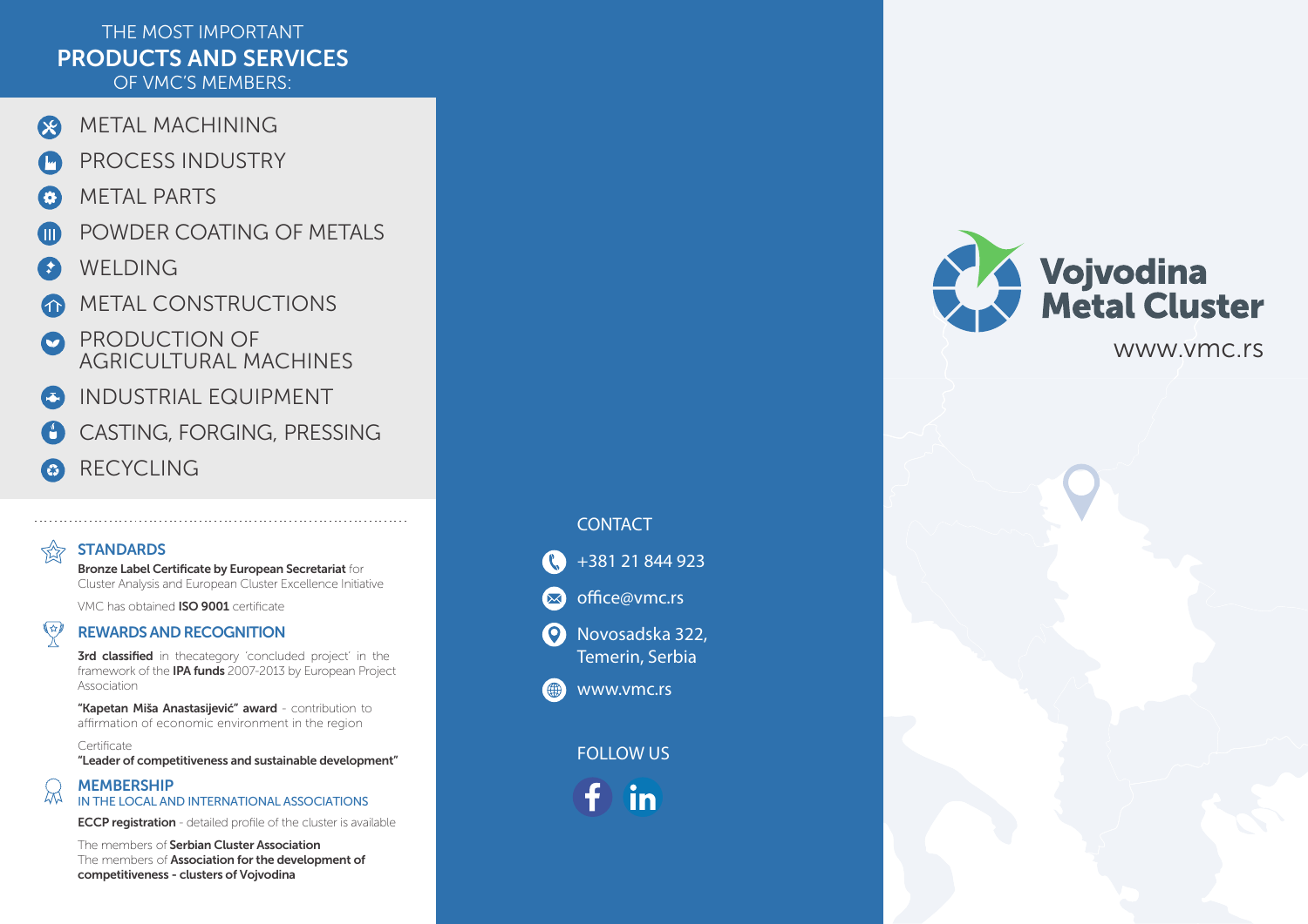## THE MOST IMPORTANT PRODUCTS AND SERVICES OF VMC'S MEMBERS:

- METAL MACHINING
- PROCESS INDUSTRY
- METAL PARTS
- POWDER COATING OF METALS
- WELDING
- METAL CONSTRUCTIONS
- PRODUCTION OF AGRICULTURAL MACHINES
- INDUSTRIAL EQUIPMENT
- CASTING, FORGING, PRESSING
- RECYCLING

### STANDARDS

**Bronze Label Certificate by European Secretariat** for Cluster Analysis and European Cluster Excellence Initiative

VMC has obtained **ISO 9001** certificate

### REWARDS AND RECOGNITION

**3rd classified** in thecategory 'concluded project' in the framework of the **IPA funds** 2007-2013 by European Project Association

**"Kapetan Miša Anastasijević" award** - contribution to affirmation of economic environment in the region

Certificate
**"Leader of competitiveness and sustainable development"**

### MEMBERSHIP
IN THE LOCAL AND INTERNATIONAL ASSOCIATIONS

**ECCP registration** - detailed profile of the cluster is available

The members of **Serbian Cluster Association**
The members of **Association for the development of competitiveness - clusters of Vojvodina**

### CONTACT

- +381 21 844 923
- office@vmc.rs
- Novosadska 322, Temerin, Serbia
- www.vmc.rs

### FOLLOW US

# Vojvodina Metal Cluster

www.vmc.rs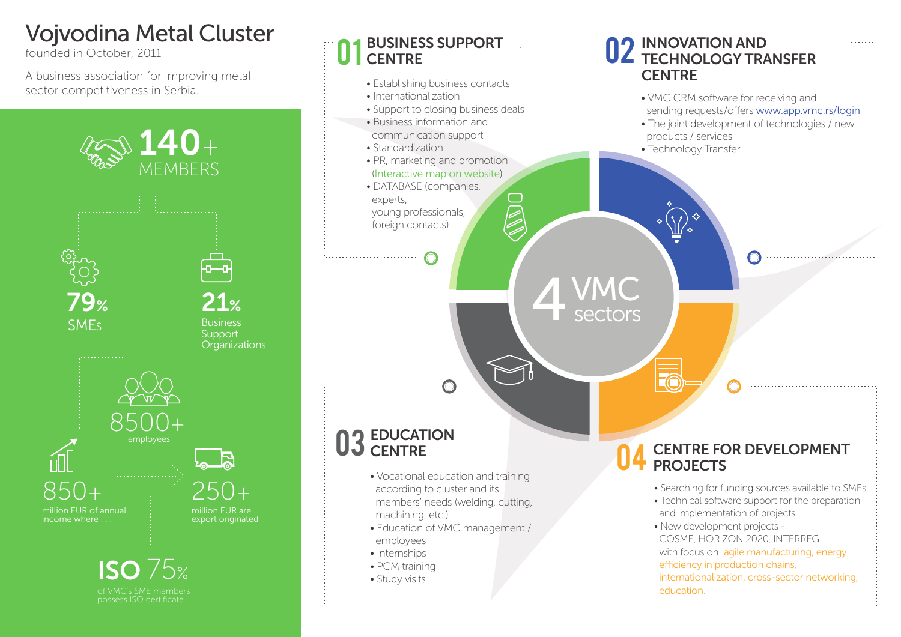# Vojvodina Metal Cluster

founded in October, 2011

A business association for improving metal sector competitiveness in Serbia.

**140+** MEMBERS

**79%** SMEs

**21%** Business Support Organizations

8500+ employees

850+ million EUR of annual income where . . .

250+ million EUR are export originated

**ISO** 75% of VMC's SME members possess ISO certificate.

4 VMC sectors

## 01 BUSINESS SUPPORT CENTRE

- Establishing business contacts
- Internationalization
- Support to closing business deals
- Business information and communication support
- Standardization
- PR, marketing and promotion (Interactive map on website)
- DATABASE (companies, experts, young professionals, foreign contacts)

## 02 INNOVATION AND TECHNOLOGY TRANSFER CENTRE

- VMC CRM software for receiving and sending requests/offers www.app.vmc.rs/login
- The joint development of technologies / new products / services
- Technology Transfer

## 03 EDUCATION CENTRE

- Vocational education and training according to cluster and its members' needs (welding, cutting, machining, etc.)
- Education of VMC management / employees
- Internships
- PCM training
- Study visits

## 04 CENTRE FOR DEVELOPMENT PROJECTS

- Searching for funding sources available to SMEs
- Technical software support for the preparation and implementation of projects
- New development projects - COSME, HORIZON 2020, INTERREG with focus on: agile manufacturing, energy efficiency in production chains, internationalization, cross-sector networking, education.